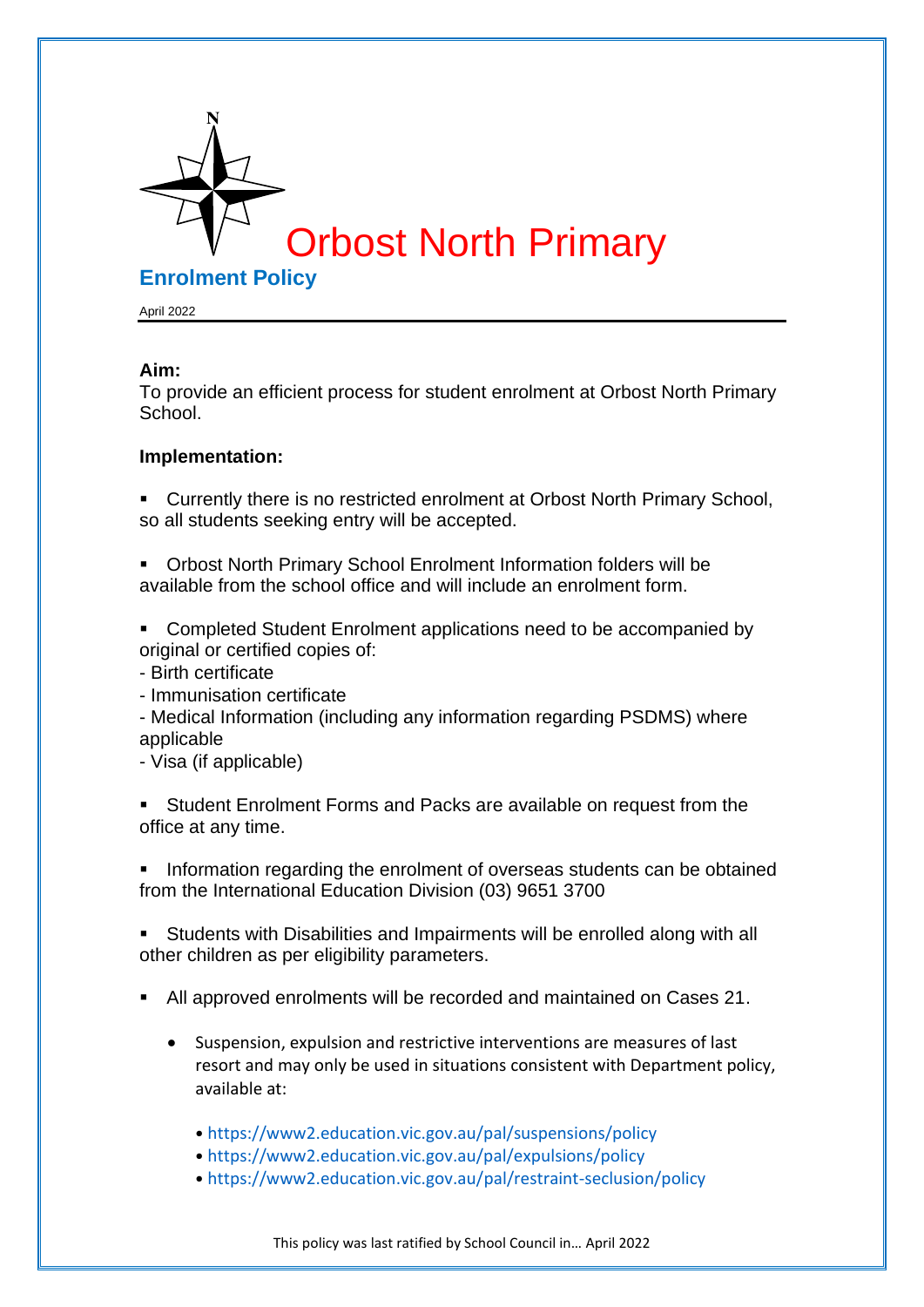# Orbost North Primary

## Enrolment Policy

April 2022

**Aim:**
To provide an efficient process for student enrolment at Orbost North Primary School.

**Implementation:**

- Currently there is no restricted enrolment at Orbost North Primary School, so all students seeking entry will be accepted.

- Orbost North Primary School Enrolment Information folders will be available from the school office and will include an enrolment form.

- Completed Student Enrolment applications need to be accompanied by original or certified copies of:
  - Birth certificate
  - Immunisation certificate
  - Medical Information (including any information regarding PSDMS) where applicable
  - Visa (if applicable)

- Student Enrolment Forms and Packs are available on request from the office at any time.

- Information regarding the enrolment of overseas students can be obtained from the International Education Division (03) 9651 3700

- Students with Disabilities and Impairments will be enrolled along with all other children as per eligibility parameters.

- All approved enrolments will be recorded and maintained on Cases 21.

  - Suspension, expulsion and restrictive interventions are measures of last resort and may only be used in situations consistent with Department policy, available at:

    - https://www2.education.vic.gov.au/pal/suspensions/policy
    - https://www2.education.vic.gov.au/pal/expulsions/policy
    - https://www2.education.vic.gov.au/pal/restraint-seclusion/policy

This policy was last ratified by School Council in… April 2022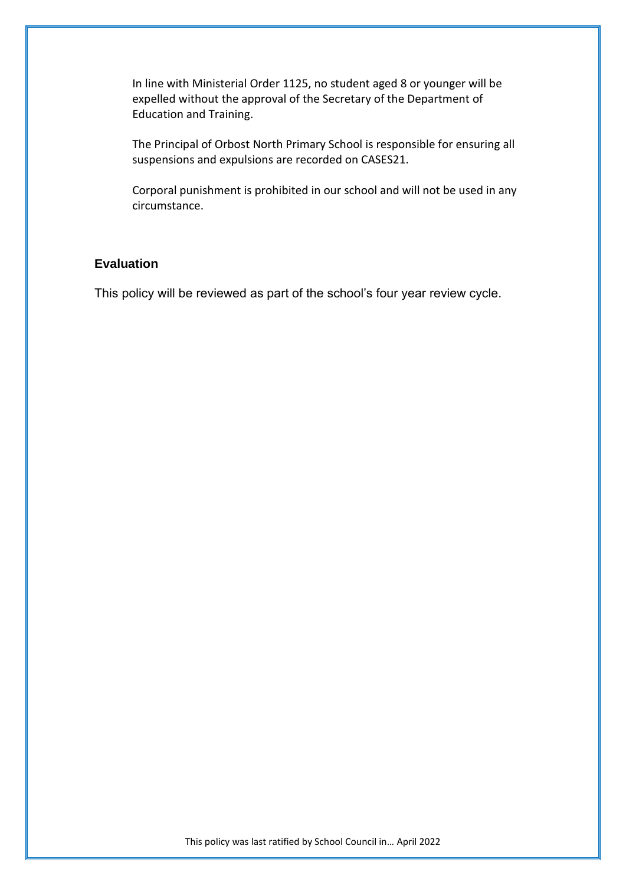In line with Ministerial Order 1125, no student aged 8 or younger will be expelled without the approval of the Secretary of the Department of Education and Training.

The Principal of Orbost North Primary School is responsible for ensuring all suspensions and expulsions are recorded on CASES21.

Corporal punishment is prohibited in our school and will not be used in any circumstance.

## Evaluation

This policy will be reviewed as part of the school's four year review cycle.

This policy was last ratified by School Council in… April 2022